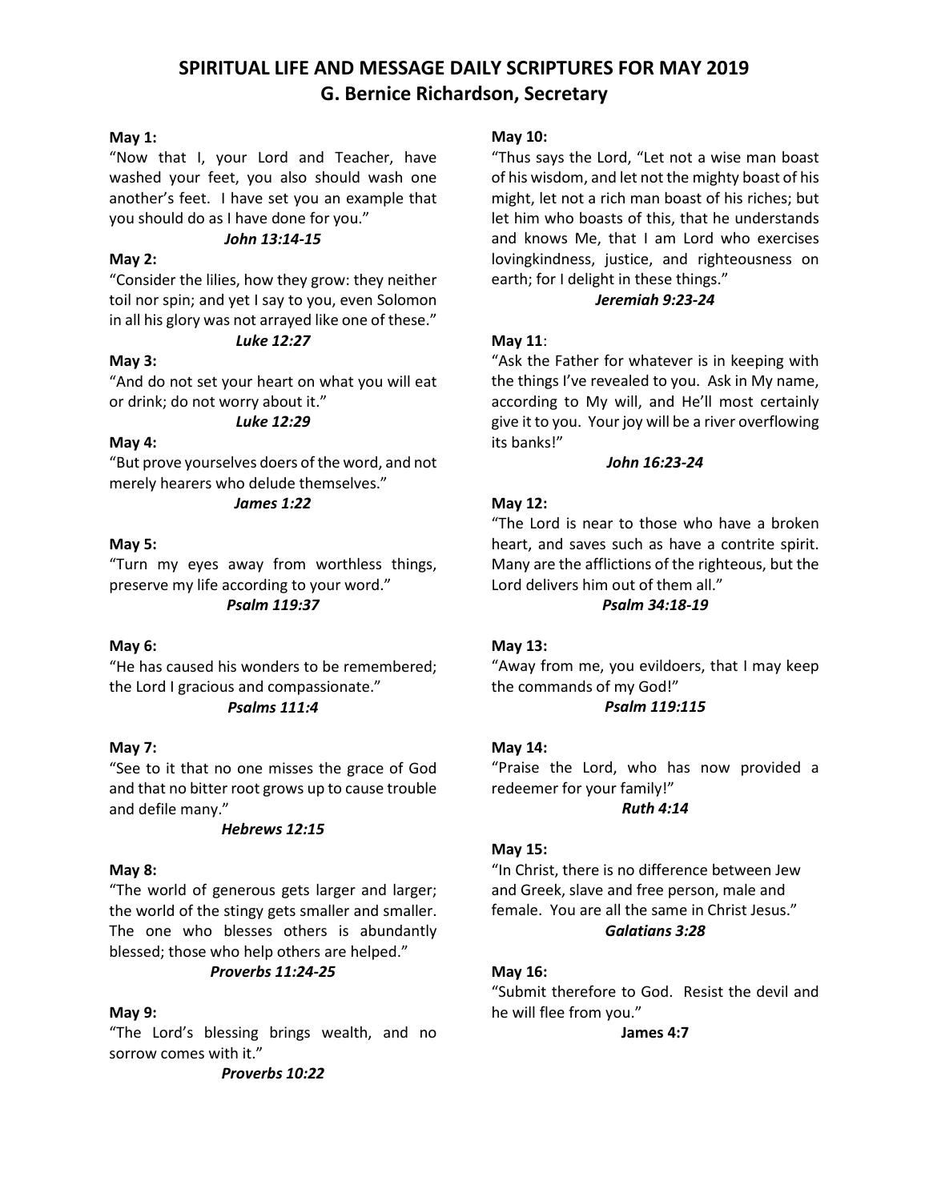# SPIRITUAL LIFE AND MESSAGE DAILY SCRIPTURES FOR MAY 2019
## G. Bernice Richardson, Secretary

**May 1:**
"Now that I, your Lord and Teacher, have washed your feet, you also should wash one another's feet. I have set you an example that you should do as I have done for you."
***John 13:14-15***

**May 2:**
"Consider the lilies, how they grow: they neither toil nor spin; and yet I say to you, even Solomon in all his glory was not arrayed like one of these."
***Luke 12:27***

**May 3:**
"And do not set your heart on what you will eat or drink; do not worry about it."
***Luke 12:29***

**May 4:**
"But prove yourselves doers of the word, and not merely hearers who delude themselves."
***James 1:22***

**May 5:**
"Turn my eyes away from worthless things, preserve my life according to your word."
***Psalm 119:37***

**May 6:**
"He has caused his wonders to be remembered; the Lord I gracious and compassionate."
***Psalms 111:4***

**May 7:**
"See to it that no one misses the grace of God and that no bitter root grows up to cause trouble and defile many."
***Hebrews 12:15***

**May 8:**
"The world of generous gets larger and larger; the world of the stingy gets smaller and smaller. The one who blesses others is abundantly blessed; those who help others are helped."
***Proverbs 11:24-25***

**May 9:**
"The Lord's blessing brings wealth, and no sorrow comes with it."
***Proverbs 10:22***

**May 10:**
"Thus says the Lord, "Let not a wise man boast of his wisdom, and let not the mighty boast of his might, let not a rich man boast of his riches; but let him who boasts of this, that he understands and knows Me, that I am Lord who exercises lovingkindness, justice, and righteousness on earth; for I delight in these things."
***Jeremiah 9:23-24***

**May 11**:
"Ask the Father for whatever is in keeping with the things I've revealed to you. Ask in My name, according to My will, and He'll most certainly give it to you. Your joy will be a river overflowing its banks!"
***John 16:23-24***

**May 12:**
"The Lord is near to those who have a broken heart, and saves such as have a contrite spirit. Many are the afflictions of the righteous, but the Lord delivers him out of them all."
***Psalm 34:18-19***

**May 13:**
"Away from me, you evildoers, that I may keep the commands of my God!"
***Psalm 119:115***

**May 14:**
"Praise the Lord, who has now provided a redeemer for your family!"
***Ruth 4:14***

**May 15:**
"In Christ, there is no difference between Jew and Greek, slave and free person, male and female. You are all the same in Christ Jesus."
***Galatians 3:28***

**May 16:**
"Submit therefore to God. Resist the devil and he will flee from you."
**James 4:7**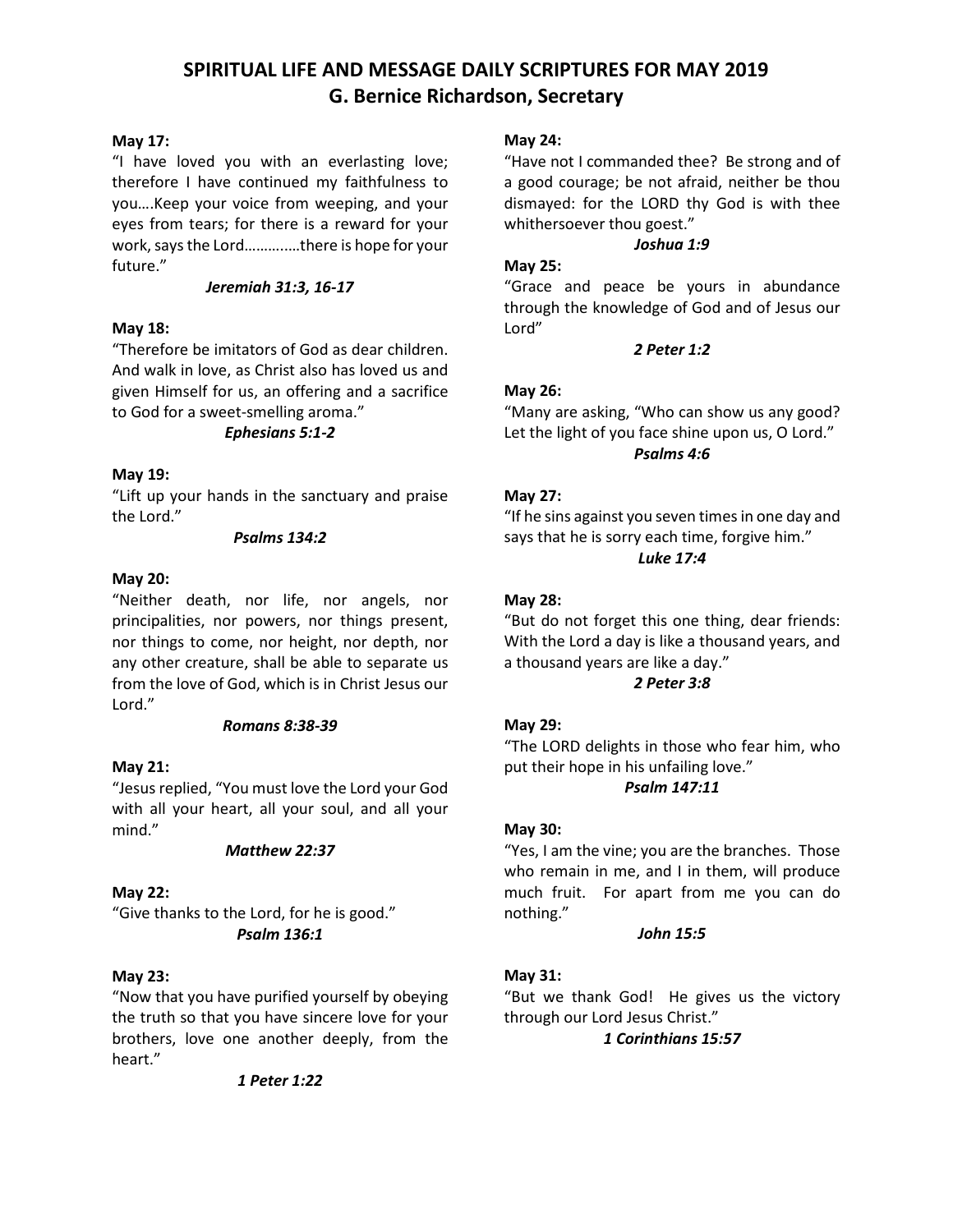# SPIRITUAL LIFE AND MESSAGE DAILY SCRIPTURES FOR MAY 2019
## G. Bernice Richardson, Secretary

**May 17:**
"I have loved you with an everlasting love; therefore I have continued my faithfulness to you….Keep your voice from weeping, and your eyes from tears; for there is a reward for your work, says the Lord……….…there is hope for your future."

***Jeremiah 31:3, 16-17***

**May 18:**
"Therefore be imitators of God as dear children. And walk in love, as Christ also has loved us and given Himself for us, an offering and a sacrifice to God for a sweet-smelling aroma."

***Ephesians 5:1-2***

**May 19:**
"Lift up your hands in the sanctuary and praise the Lord."

***Psalms 134:2***

**May 20:**
"Neither death, nor life, nor angels, nor principalities, nor powers, nor things present, nor things to come, nor height, nor depth, nor any other creature, shall be able to separate us from the love of God, which is in Christ Jesus our Lord."

***Romans 8:38-39***

**May 21:**
"Jesus replied, "You must love the Lord your God with all your heart, all your soul, and all your mind."

***Matthew 22:37***

**May 22:**
"Give thanks to the Lord, for he is good."

***Psalm 136:1***

**May 23:**
"Now that you have purified yourself by obeying the truth so that you have sincere love for your brothers, love one another deeply, from the heart."

***1 Peter 1:22***

**May 24:**
"Have not I commanded thee? Be strong and of a good courage; be not afraid, neither be thou dismayed: for the LORD thy God is with thee whithersoever thou goest."

***Joshua 1:9***

**May 25:**
"Grace and peace be yours in abundance through the knowledge of God and of Jesus our Lord"

***2 Peter 1:2***

**May 26:**
"Many are asking, "Who can show us any good? Let the light of you face shine upon us, O Lord."

***Psalms 4:6***

**May 27:**
"If he sins against you seven times in one day and says that he is sorry each time, forgive him."

***Luke 17:4***

**May 28:**
"But do not forget this one thing, dear friends: With the Lord a day is like a thousand years, and a thousand years are like a day."

***2 Peter 3:8***

**May 29:**
"The LORD delights in those who fear him, who put their hope in his unfailing love."

***Psalm 147:11***

**May 30:**
"Yes, I am the vine; you are the branches. Those who remain in me, and I in them, will produce much fruit. For apart from me you can do nothing."

***John 15:5***

**May 31:**
"But we thank God! He gives us the victory through our Lord Jesus Christ."

***1 Corinthians 15:57***